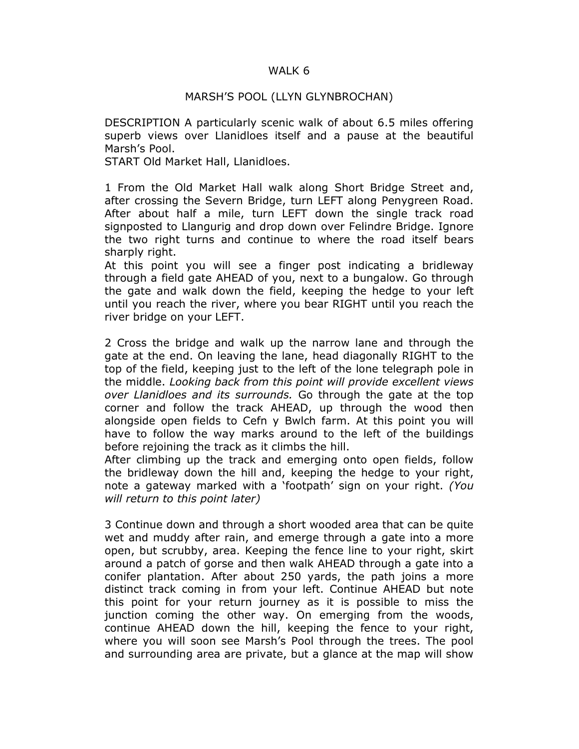# WALK 6

## MARSH'S POOL (LLYN GLYNBROCHAN)

DESCRIPTION A particularly scenic walk of about 6.5 miles offering superb views over Llanidloes itself and a pause at the beautiful Marsh's Pool.
START Old Market Hall, Llanidloes.

1 From the Old Market Hall walk along Short Bridge Street and, after crossing the Severn Bridge, turn LEFT along Penygreen Road. After about half a mile, turn LEFT down the single track road signposted to Llangurig and drop down over Felindre Bridge. Ignore the two right turns and continue to where the road itself bears sharply right.
At this point you will see a finger post indicating a bridleway through a field gate AHEAD of you, next to a bungalow. Go through the gate and walk down the field, keeping the hedge to your left until you reach the river, where you bear RIGHT until you reach the river bridge on your LEFT.

2 Cross the bridge and walk up the narrow lane and through the gate at the end. On leaving the lane, head diagonally RIGHT to the top of the field, keeping just to the left of the lone telegraph pole in the middle. *Looking back from this point will provide excellent views over Llanidloes and its surrounds.* Go through the gate at the top corner and follow the track AHEAD, up through the wood then alongside open fields to Cefn y Bwlch farm. At this point you will have to follow the way marks around to the left of the buildings before rejoining the track as it climbs the hill.
After climbing up the track and emerging onto open fields, follow the bridleway down the hill and, keeping the hedge to your right, note a gateway marked with a 'footpath' sign on your right. *(You will return to this point later)*

3 Continue down and through a short wooded area that can be quite wet and muddy after rain, and emerge through a gate into a more open, but scrubby, area. Keeping the fence line to your right, skirt around a patch of gorse and then walk AHEAD through a gate into a conifer plantation. After about 250 yards, the path joins a more distinct track coming in from your left. Continue AHEAD but note this point for your return journey as it is possible to miss the junction coming the other way. On emerging from the woods, continue AHEAD down the hill, keeping the fence to your right, where you will soon see Marsh's Pool through the trees. The pool and surrounding area are private, but a glance at the map will show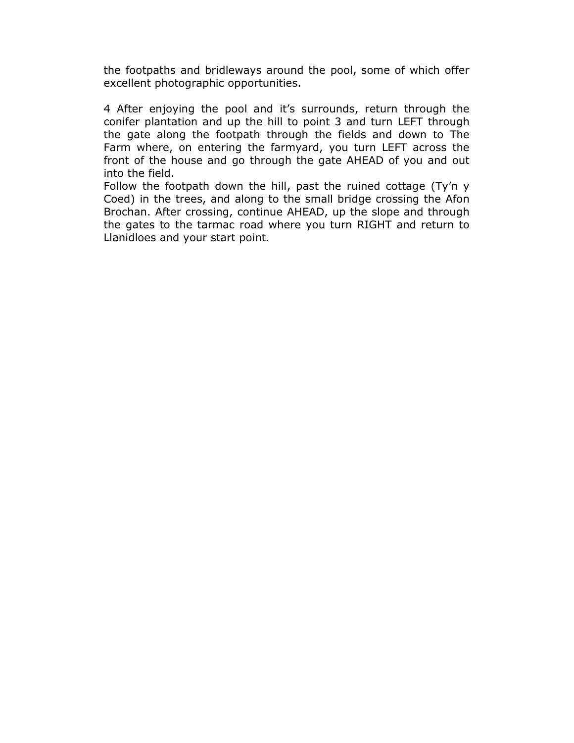the footpaths and bridleways around the pool, some of which offer excellent photographic opportunities.

4 After enjoying the pool and it's surrounds, return through the conifer plantation and up the hill to point 3 and turn LEFT through the gate along the footpath through the fields and down to The Farm where, on entering the farmyard, you turn LEFT across the front of the house and go through the gate AHEAD of you and out into the field.
Follow the footpath down the hill, past the ruined cottage (Ty'n y Coed) in the trees, and along to the small bridge crossing the Afon Brochan. After crossing, continue AHEAD, up the slope and through the gates to the tarmac road where you turn RIGHT and return to Llanidloes and your start point.